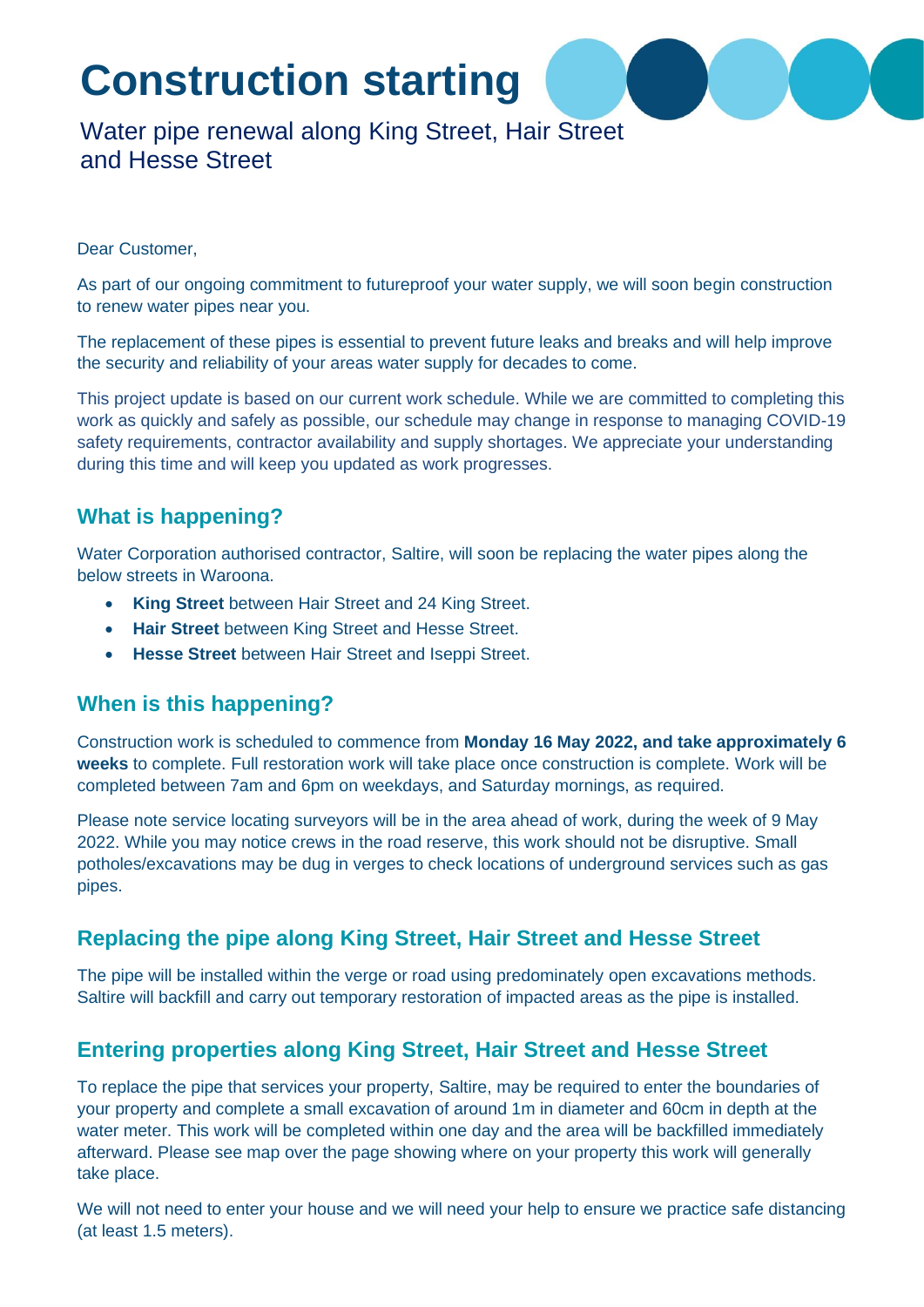# Construction starting

Water pipe renewal along King Street, Hair Street and Hesse Street

Dear Customer,

As part of our ongoing commitment to futureproof your water supply, we will soon begin construction to renew water pipes near you.

The replacement of these pipes is essential to prevent future leaks and breaks and will help improve the security and reliability of your areas water supply for decades to come.

This project update is based on our current work schedule. While we are committed to completing this work as quickly and safely as possible, our schedule may change in response to managing COVID-19 safety requirements, contractor availability and supply shortages. We appreciate your understanding during this time and will keep you updated as work progresses.

## What is happening?

Water Corporation authorised contractor, Saltire, will soon be replacing the water pipes along the below streets in Waroona.

- **King Street** between Hair Street and 24 King Street.
- **Hair Street** between King Street and Hesse Street.
- **Hesse Street** between Hair Street and Iseppi Street.

## When is this happening?

Construction work is scheduled to commence from **Monday 16 May 2022, and take approximately 6 weeks** to complete. Full restoration work will take place once construction is complete. Work will be completed between 7am and 6pm on weekdays, and Saturday mornings, as required.

Please note service locating surveyors will be in the area ahead of work, during the week of 9 May 2022. While you may notice crews in the road reserve, this work should not be disruptive. Small potholes/excavations may be dug in verges to check locations of underground services such as gas pipes.

## Replacing the pipe along King Street, Hair Street and Hesse Street

The pipe will be installed within the verge or road using predominately open excavations methods. Saltire will backfill and carry out temporary restoration of impacted areas as the pipe is installed.

## Entering properties along King Street, Hair Street and Hesse Street

To replace the pipe that services your property, Saltire, may be required to enter the boundaries of your property and complete a small excavation of around 1m in diameter and 60cm in depth at the water meter. This work will be completed within one day and the area will be backfilled immediately afterward. Please see map over the page showing where on your property this work will generally take place.

We will not need to enter your house and we will need your help to ensure we practice safe distancing (at least 1.5 meters).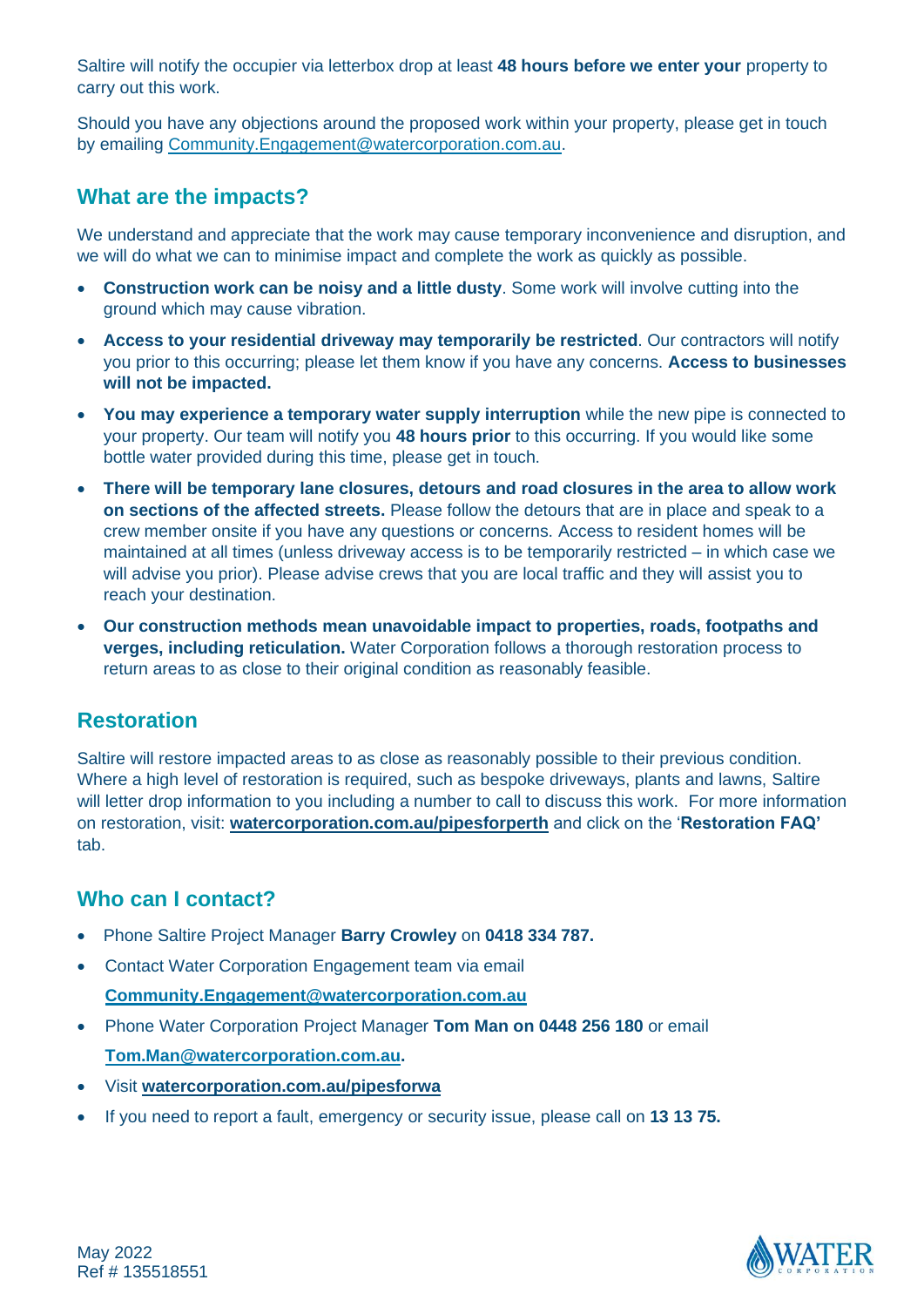Saltire will notify the occupier via letterbox drop at least **48 hours before we enter your** property to carry out this work.

Should you have any objections around the proposed work within your property, please get in touch by emailing Community.Engagement@watercorporation.com.au.

## What are the impacts?

We understand and appreciate that the work may cause temporary inconvenience and disruption, and we will do what we can to minimise impact and complete the work as quickly as possible.

- **Construction work can be noisy and a little dusty**. Some work will involve cutting into the ground which may cause vibration.
- **Access to your residential driveway may temporarily be restricted**. Our contractors will notify you prior to this occurring; please let them know if you have any concerns. **Access to businesses will not be impacted.**
- **You may experience a temporary water supply interruption** while the new pipe is connected to your property. Our team will notify you **48 hours prior** to this occurring. If you would like some bottle water provided during this time, please get in touch.
- **There will be temporary lane closures, detours and road closures in the area to allow work on sections of the affected streets.** Please follow the detours that are in place and speak to a crew member onsite if you have any questions or concerns. Access to resident homes will be maintained at all times (unless driveway access is to be temporarily restricted – in which case we will advise you prior). Please advise crews that you are local traffic and they will assist you to reach your destination.
- **Our construction methods mean unavoidable impact to properties, roads, footpaths and verges, including reticulation.** Water Corporation follows a thorough restoration process to return areas to as close to their original condition as reasonably feasible.

## Restoration

Saltire will restore impacted areas to as close as reasonably possible to their previous condition. Where a high level of restoration is required, such as bespoke driveways, plants and lawns, Saltire will letter drop information to you including a number to call to discuss this work. For more information on restoration, visit: **watercorporation.com.au/pipesforperth** and click on the '**Restoration FAQ'** tab.

## Who can I contact?

- Phone Saltire Project Manager **Barry Crowley** on **0418 334 787.**
- Contact Water Corporation Engagement team via email **Community.Engagement@watercorporation.com.au**
- Phone Water Corporation Project Manager **Tom Man on 0448 256 180** or email **Tom.Man@watercorporation.com.au.**
- Visit **watercorporation.com.au/pipesforwa**
- If you need to report a fault, emergency or security issue, please call on **13 13 75.**

May 2022
Ref # 135518551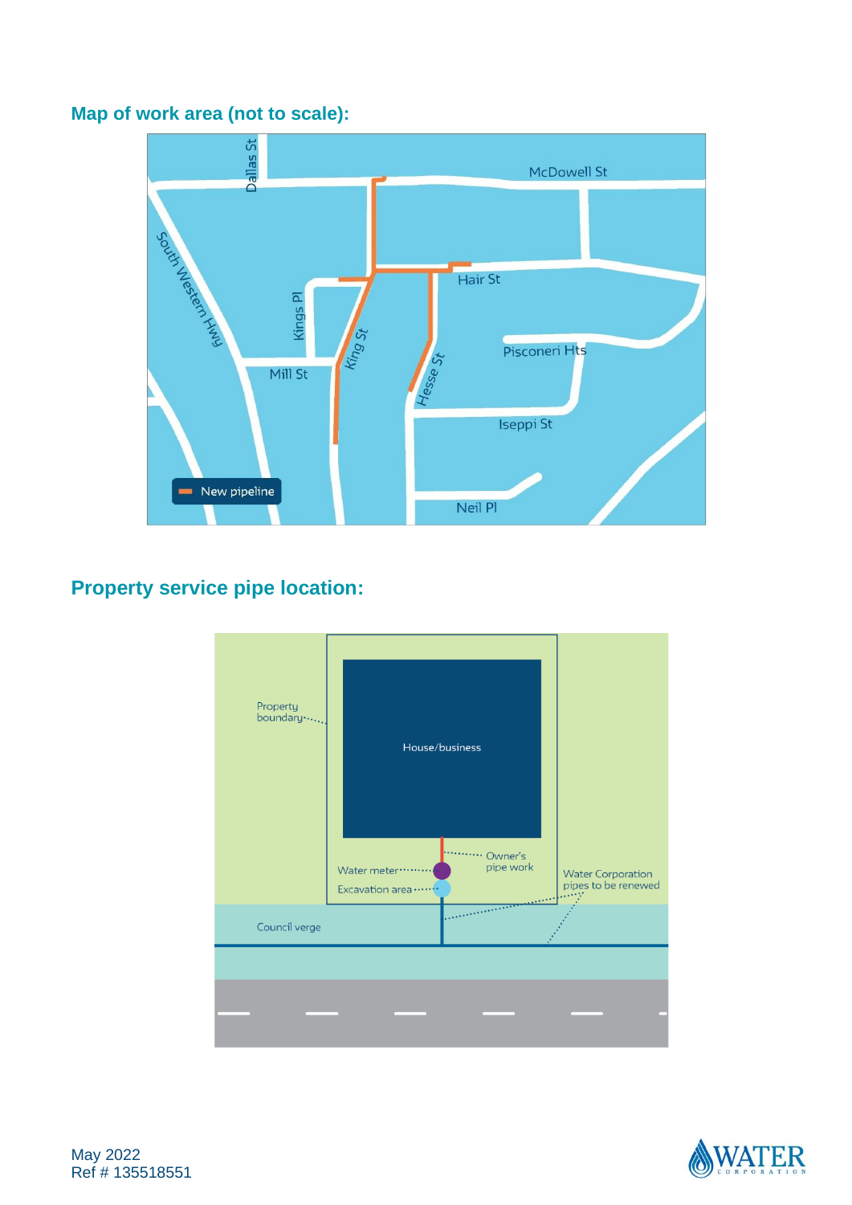## Map of work area (not to scale):

McDowell St

Dallas St

South Western Hwy

Kings Pl

Hair St

King St

Hesse St

Pisconeri Hts

Mill St

Iseppi St

Neil Pl

New pipeline

## Property service pipe location:

Property boundary

House/business

Owner's pipe work

Water meter

Excavation area

Water Corporation pipes to be renewed

Council verge

May 2022
Ref # 135518551